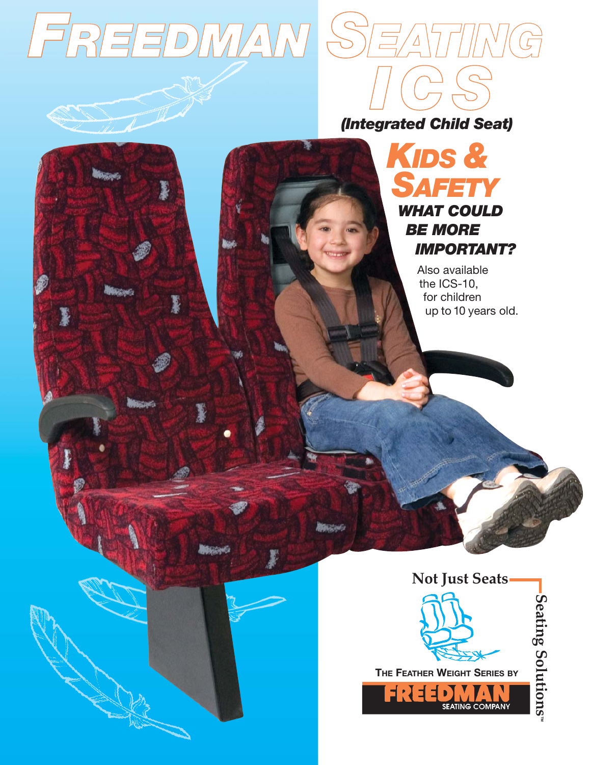# FREEDMAN SEATING

## ICS

***(Integrated Child Seat)***

## KIDS & SAFETY

***WHAT COULD BE MORE IMPORTANT?***

Also available the ICS-10, for children up to 10 years old.

**Not Just Seats**

**Seating Solutions™**

THE FEATHER WEIGHT SERIES BY

**FREEDMAN** SEATING COMPANY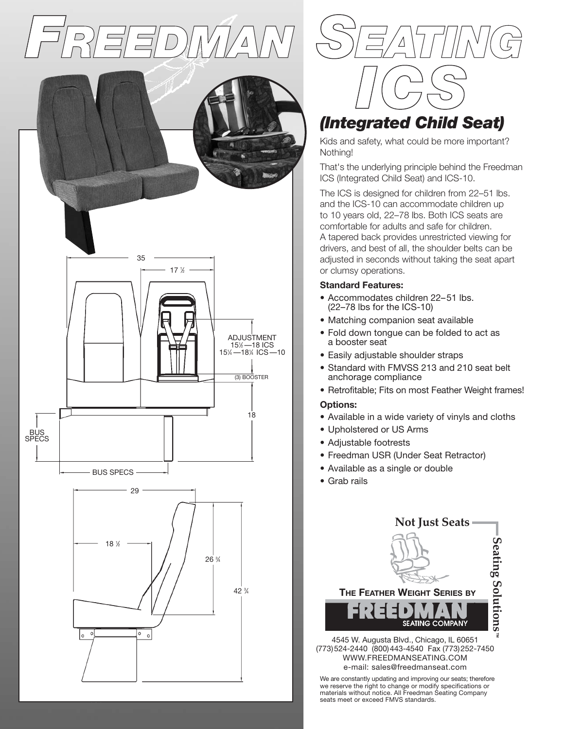# Freedman Seating

# ICS

## (Integrated Child Seat)

35

17 ½

ADJUSTMENT
15½ —18 ICS
15¼ —18¼ ICS —10

(3) BOOSTER

18

BUS SPECS

BUS SPECS

29

18 ½

26 ¾

42 ¾

Kids and safety, what could be more important? Nothing!

That's the underlying principle behind the Freedman ICS (Integrated Child Seat) and ICS-10.

The ICS is designed for children from 22–51 lbs. and the ICS-10 can accommodate children up to 10 years old, 22–78 lbs. Both ICS seats are comfortable for adults and safe for children. A tapered back provides unrestricted viewing for drivers, and best of all, the shoulder belts can be adjusted in seconds without taking the seat apart or clumsy operations.

**Standard Features:**

- Accommodates children 22– 51 lbs. (22–78 lbs for the ICS-10)
- Matching companion seat available
- Fold down tongue can be folded to act as a booster seat
- Easily adjustable shoulder straps
- Standard with FMVSS 213 and 210 seat belt anchorage compliance
- Retrofitable; Fits on most Feather Weight frames!

**Options:**

- Available in a wide variety of vinyls and cloths
- Upholstered or US Arms
- Adjustable footrests
- Freedman USR (Under Seat Retractor)
- Available as a single or double
- Grab rails

**Not Just Seats** — **Seating Solutions™**

**The Feather Weight Series by**

**FREEDMAN SEATING COMPANY**

4545 W. Augusta Blvd., Chicago, IL 60651
(773) 524-2440 (800) 443-4540 Fax (773) 252-7450
WWW.FREEDMANSEATING.COM
e-mail: sales@freedmanseat.com

We are constantly updating and improving our seats; therefore we reserve the right to change or modify specifications or materials without notice. All Freedman Seating Company seats meet or exceed FMVS standards.